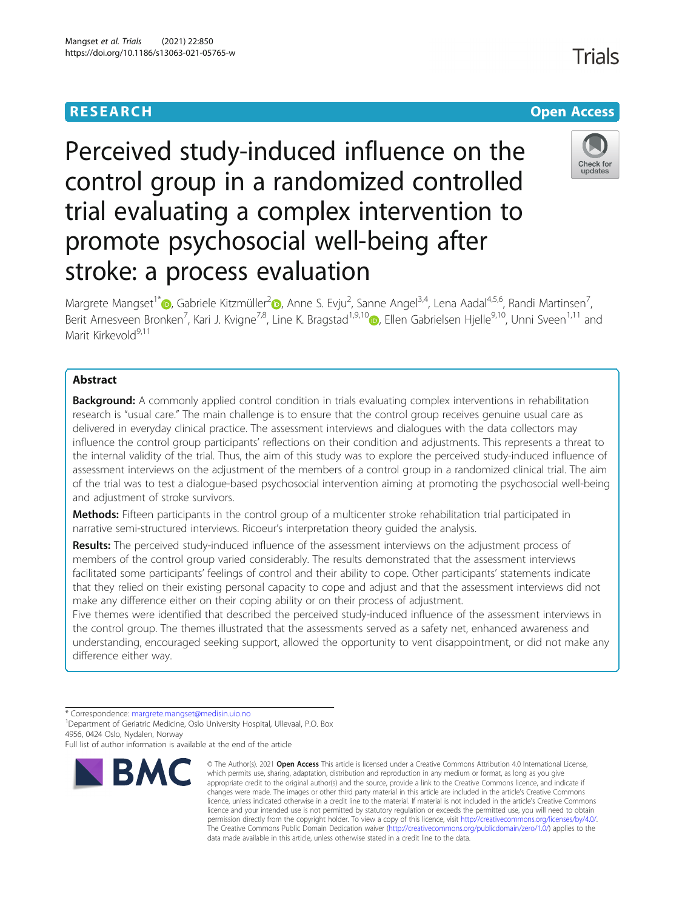RESEARCH

Open Access

# Perceived study-induced influence on the control group in a randomized controlled trial evaluating a complex intervention to promote psychosocial well-being after stroke: a process evaluation

Margrete Mangset[1*], Gabriele Kitzmüller[2], Anne S. Evju[2], Sanne Angel[3,4], Lena Aadal[4,5,6], Randi Martinsen[7], Berit Arnesveen Bronken[7], Kari J. Kvigne[7,8], Line K. Bragstad[1,9,10], Ellen Gabrielsen Hjelle[9,10], Unni Sveen[1,11] and Marit Kirkevold[9,11]

## Abstract

**Background:** A commonly applied control condition in trials evaluating complex interventions in rehabilitation research is "usual care." The main challenge is to ensure that the control group receives genuine usual care as delivered in everyday clinical practice. The assessment interviews and dialogues with the data collectors may influence the control group participants' reflections on their condition and adjustments. This represents a threat to the internal validity of the trial. Thus, the aim of this study was to explore the perceived study-induced influence of assessment interviews on the adjustment of the members of a control group in a randomized clinical trial. The aim of the trial was to test a dialogue-based psychosocial intervention aiming at promoting the psychosocial well-being and adjustment of stroke survivors.

**Methods:** Fifteen participants in the control group of a multicenter stroke rehabilitation trial participated in narrative semi-structured interviews. Ricoeur's interpretation theory guided the analysis.

**Results:** The perceived study-induced influence of the assessment interviews on the adjustment process of members of the control group varied considerably. The results demonstrated that the assessment interviews facilitated some participants' feelings of control and their ability to cope. Other participants' statements indicate that they relied on their existing personal capacity to cope and adjust and that the assessment interviews did not make any difference either on their coping ability or on their process of adjustment.

Five themes were identified that described the perceived study-induced influence of the assessment interviews in the control group. The themes illustrated that the assessments served as a safety net, enhanced awareness and understanding, encouraged seeking support, allowed the opportunity to vent disappointment, or did not make any difference either way.

\* Correspondence: margrete.mangset@medisin.uio.no

[1]Department of Geriatric Medicine, Oslo University Hospital, Ullevaal, P.O. Box 4956, 0424 Oslo, Nydalen, Norway

Full list of author information is available at the end of the article

© The Author(s). 2021 **Open Access** This article is licensed under a Creative Commons Attribution 4.0 International License, which permits use, sharing, adaptation, distribution and reproduction in any medium or format, as long as you give appropriate credit to the original author(s) and the source, provide a link to the Creative Commons licence, and indicate if changes were made. The images or other third party material in this article are included in the article's Creative Commons licence, unless indicated otherwise in a credit line to the material. If material is not included in the article's Creative Commons licence and your intended use is not permitted by statutory regulation or exceeds the permitted use, you will need to obtain permission directly from the copyright holder. To view a copy of this licence, visit http://creativecommons.org/licenses/by/4.0/. The Creative Commons Public Domain Dedication waiver (http://creativecommons.org/publicdomain/zero/1.0/) applies to the data made available in this article, unless otherwise stated in a credit line to the data.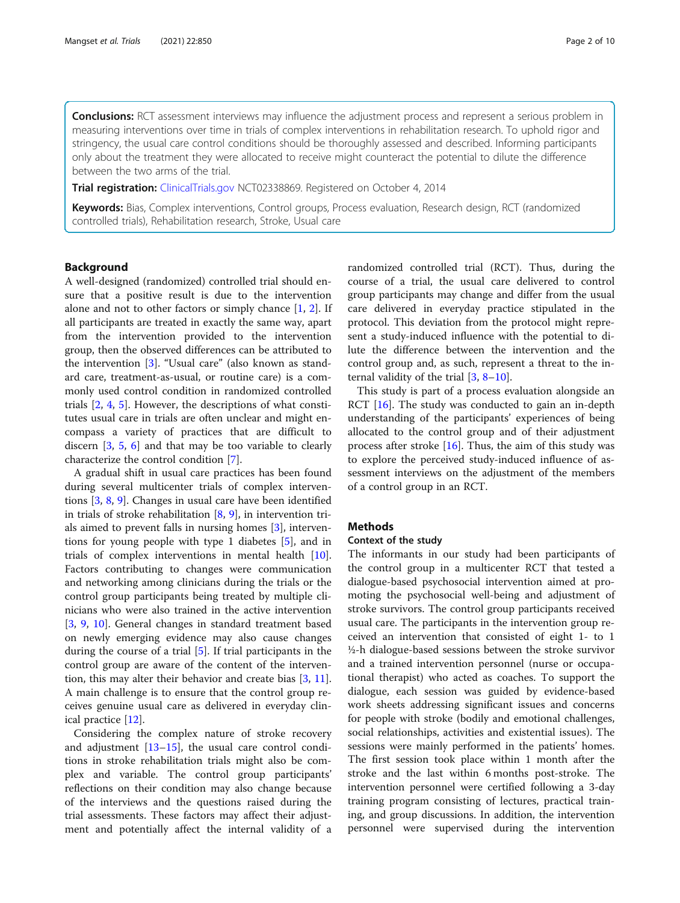**Conclusions:** RCT assessment interviews may influence the adjustment process and represent a serious problem in measuring interventions over time in trials of complex interventions in rehabilitation research. To uphold rigor and stringency, the usual care control conditions should be thoroughly assessed and described. Informing participants only about the treatment they were allocated to receive might counteract the potential to dilute the difference between the two arms of the trial.

**Trial registration:** ClinicalTrials.gov NCT02338869. Registered on October 4, 2014

**Keywords:** Bias, Complex interventions, Control groups, Process evaluation, Research design, RCT (randomized controlled trials), Rehabilitation research, Stroke, Usual care

## Background

A well-designed (randomized) controlled trial should ensure that a positive result is due to the intervention alone and not to other factors or simply chance [1, 2]. If all participants are treated in exactly the same way, apart from the intervention provided to the intervention group, then the observed differences can be attributed to the intervention [3]. "Usual care" (also known as standard care, treatment-as-usual, or routine care) is a commonly used control condition in randomized controlled trials [2, 4, 5]. However, the descriptions of what constitutes usual care in trials are often unclear and might encompass a variety of practices that are difficult to discern [3, 5, 6] and that may be too variable to clearly characterize the control condition [7].

A gradual shift in usual care practices has been found during several multicenter trials of complex interventions [3, 8, 9]. Changes in usual care have been identified in trials of stroke rehabilitation [8, 9], in intervention trials aimed to prevent falls in nursing homes [3], interventions for young people with type 1 diabetes [5], and in trials of complex interventions in mental health [10]. Factors contributing to changes were communication and networking among clinicians during the trials or the control group participants being treated by multiple clinicians who were also trained in the active intervention [3, 9, 10]. General changes in standard treatment based on newly emerging evidence may also cause changes during the course of a trial [5]. If trial participants in the control group are aware of the content of the intervention, this may alter their behavior and create bias [3, 11]. A main challenge is to ensure that the control group receives genuine usual care as delivered in everyday clinical practice [12].

Considering the complex nature of stroke recovery and adjustment [13–15], the usual care control conditions in stroke rehabilitation trials might also be complex and variable. The control group participants' reflections on their condition may also change because of the interviews and the questions raised during the trial assessments. These factors may affect their adjustment and potentially affect the internal validity of a randomized controlled trial (RCT). Thus, during the course of a trial, the usual care delivered to control group participants may change and differ from the usual care delivered in everyday practice stipulated in the protocol. This deviation from the protocol might represent a study-induced influence with the potential to dilute the difference between the intervention and the control group and, as such, represent a threat to the internal validity of the trial [3, 8–10].

This study is part of a process evaluation alongside an RCT [16]. The study was conducted to gain an in-depth understanding of the participants' experiences of being allocated to the control group and of their adjustment process after stroke [16]. Thus, the aim of this study was to explore the perceived study-induced influence of assessment interviews on the adjustment of the members of a control group in an RCT.

## Methods

### Context of the study

The informants in our study had been participants of the control group in a multicenter RCT that tested a dialogue-based psychosocial intervention aimed at promoting the psychosocial well-being and adjustment of stroke survivors. The control group participants received usual care. The participants in the intervention group received an intervention that consisted of eight 1- to 1 ½-h dialogue-based sessions between the stroke survivor and a trained intervention personnel (nurse or occupational therapist) who acted as coaches. To support the dialogue, each session was guided by evidence-based work sheets addressing significant issues and concerns for people with stroke (bodily and emotional challenges, social relationships, activities and existential issues). The sessions were mainly performed in the patients' homes. The first session took place within 1 month after the stroke and the last within 6 months post-stroke. The intervention personnel were certified following a 3-day training program consisting of lectures, practical training, and group discussions. In addition, the intervention personnel were supervised during the intervention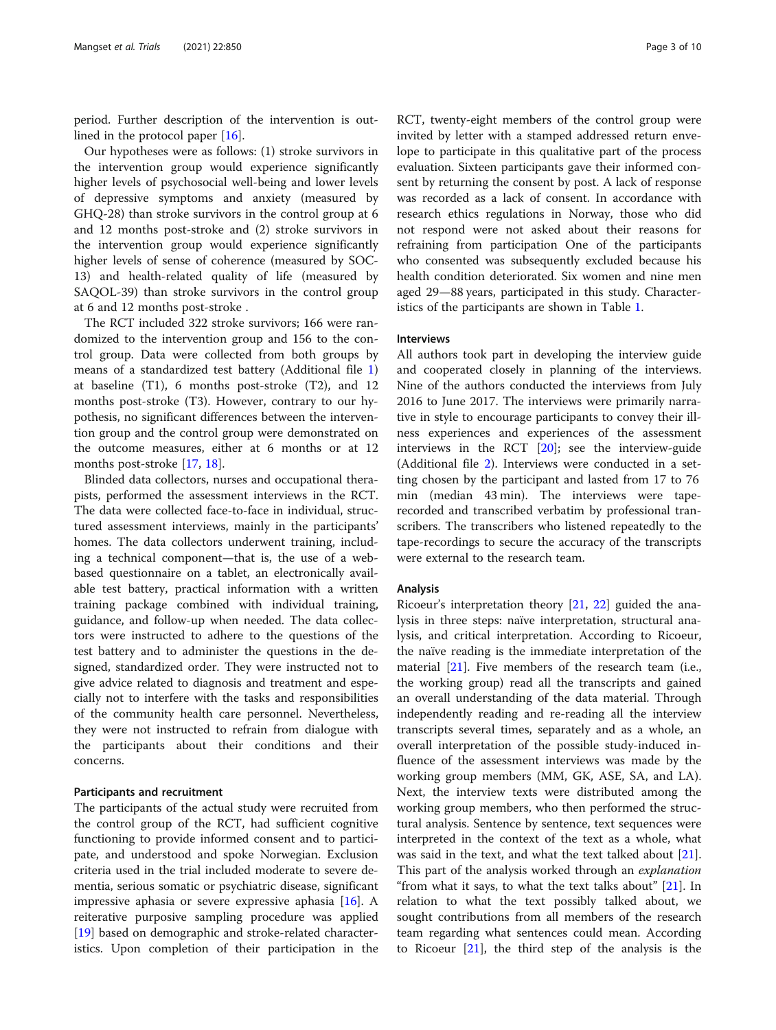period. Further description of the intervention is outlined in the protocol paper [16].

Our hypotheses were as follows: (1) stroke survivors in the intervention group would experience significantly higher levels of psychosocial well-being and lower levels of depressive symptoms and anxiety (measured by GHQ-28) than stroke survivors in the control group at 6 and 12 months post-stroke and (2) stroke survivors in the intervention group would experience significantly higher levels of sense of coherence (measured by SOC-13) and health-related quality of life (measured by SAQOL-39) than stroke survivors in the control group at 6 and 12 months post-stroke .

The RCT included 322 stroke survivors; 166 were randomized to the intervention group and 156 to the control group. Data were collected from both groups by means of a standardized test battery (Additional file 1) at baseline (T1), 6 months post-stroke (T2), and 12 months post-stroke (T3). However, contrary to our hypothesis, no significant differences between the intervention group and the control group were demonstrated on the outcome measures, either at 6 months or at 12 months post-stroke [17, 18].

Blinded data collectors, nurses and occupational therapists, performed the assessment interviews in the RCT. The data were collected face-to-face in individual, structured assessment interviews, mainly in the participants' homes. The data collectors underwent training, including a technical component—that is, the use of a web-based questionnaire on a tablet, an electronically available test battery, practical information with a written training package combined with individual training, guidance, and follow-up when needed. The data collectors were instructed to adhere to the questions of the test battery and to administer the questions in the designed, standardized order. They were instructed not to give advice related to diagnosis and treatment and especially not to interfere with the tasks and responsibilities of the community health care personnel. Nevertheless, they were not instructed to refrain from dialogue with the participants about their conditions and their concerns.

### Participants and recruitment

The participants of the actual study were recruited from the control group of the RCT, had sufficient cognitive functioning to provide informed consent and to participate, and understood and spoke Norwegian. Exclusion criteria used in the trial included moderate to severe dementia, serious somatic or psychiatric disease, significant impressive aphasia or severe expressive aphasia [16]. A reiterative purposive sampling procedure was applied [19] based on demographic and stroke-related characteristics. Upon completion of their participation in the RCT, twenty-eight members of the control group were invited by letter with a stamped addressed return envelope to participate in this qualitative part of the process evaluation. Sixteen participants gave their informed consent by returning the consent by post. A lack of response was recorded as a lack of consent. In accordance with research ethics regulations in Norway, those who did not respond were not asked about their reasons for refraining from participation One of the participants who consented was subsequently excluded because his health condition deteriorated. Six women and nine men aged 29—88 years, participated in this study. Characteristics of the participants are shown in Table 1.

### Interviews

All authors took part in developing the interview guide and cooperated closely in planning of the interviews. Nine of the authors conducted the interviews from July 2016 to June 2017. The interviews were primarily narrative in style to encourage participants to convey their illness experiences and experiences of the assessment interviews in the RCT [20]; see the interview-guide (Additional file 2). Interviews were conducted in a setting chosen by the participant and lasted from 17 to 76 min (median 43 min). The interviews were tape-recorded and transcribed verbatim by professional transcribers. The transcribers who listened repeatedly to the tape-recordings to secure the accuracy of the transcripts were external to the research team.

### Analysis

Ricoeur's interpretation theory [21, 22] guided the analysis in three steps: naïve interpretation, structural analysis, and critical interpretation. According to Ricoeur, the naïve reading is the immediate interpretation of the material [21]. Five members of the research team (i.e., the working group) read all the transcripts and gained an overall understanding of the data material. Through independently reading and re-reading all the interview transcripts several times, separately and as a whole, an overall interpretation of the possible study-induced influence of the assessment interviews was made by the working group members (MM, GK, ASE, SA, and LA). Next, the interview texts were distributed among the working group members, who then performed the structural analysis. Sentence by sentence, text sequences were interpreted in the context of the text as a whole, what was said in the text, and what the text talked about [21]. This part of the analysis worked through an *explanation* "from what it says, to what the text talks about" [21]. In relation to what the text possibly talked about, we sought contributions from all members of the research team regarding what sentences could mean. According to Ricoeur [21], the third step of the analysis is the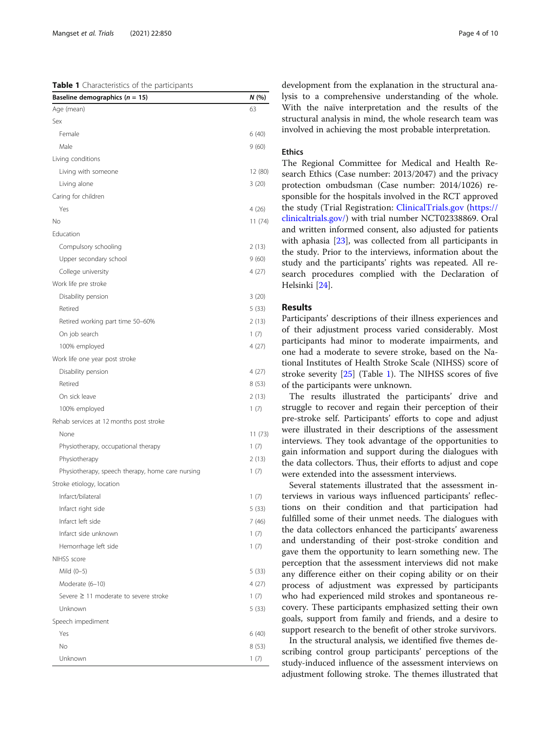**Table 1** Characteristics of the participants

| Baseline demographics (*n* = 15) | *N* (%) |
| --- | --- |
| Age (mean) | 63 |
| Sex | |
| Female | 6 (40) |
| Male | 9 (60) |
| Living conditions | |
| Living with someone | 12 (80) |
| Living alone | 3 (20) |
| Caring for children | |
| Yes | 4 (26) |
| No | 11 (74) |
| Education | |
| Compulsory schooling | 2 (13) |
| Upper secondary school | 9 (60) |
| College university | 4 (27) |
| Work life pre stroke | |
| Disability pension | 3 (20) |
| Retired | 5 (33) |
| Retired working part time 50–60% | 2 (13) |
| On job search | 1 (7) |
| 100% employed | 4 (27) |
| Work life one year post stroke | |
| Disability pension | 4 (27) |
| Retired | 8 (53) |
| On sick leave | 2 (13) |
| 100% employed | 1 (7) |
| Rehab services at 12 months post stroke | |
| None | 11 (73) |
| Physiotherapy, occupational therapy | 1 (7) |
| Physiotherapy | 2 (13) |
| Physiotherapy, speech therapy, home care nursing | 1 (7) |
| Stroke etiology, location | |
| Infarct/bilateral | 1 (7) |
| Infarct right side | 5 (33) |
| Infarct left side | 7 (46) |
| Infarct side unknown | 1 (7) |
| Hemorrhage left side | 1 (7) |
| NIHSS score | |
| Mild (0–5) | 5 (33) |
| Moderate (6–10) | 4 (27) |
| Severe ≥ 11 moderate to severe stroke | 1 (7) |
| Unknown | 5 (33) |
| Speech impediment | |
| Yes | 6 (40) |
| No | 8 (53) |
| Unknown | 1 (7) |

development from the explanation in the structural analysis to a comprehensive understanding of the whole. With the naïve interpretation and the results of the structural analysis in mind, the whole research team was involved in achieving the most probable interpretation.

### Ethics

The Regional Committee for Medical and Health Research Ethics (Case number: 2013/2047) and the privacy protection ombudsman (Case number: 2014/1026) responsible for the hospitals involved in the RCT approved the study (Trial Registration: ClinicalTrials.gov (https://clinicaltrials.gov/) with trial number NCT02338869. Oral and written informed consent, also adjusted for patients with aphasia [23], was collected from all participants in the study. Prior to the interviews, information about the study and the participants' rights was repeated. All research procedures complied with the Declaration of Helsinki [24].

## Results

Participants' descriptions of their illness experiences and of their adjustment process varied considerably. Most participants had minor to moderate impairments, and one had a moderate to severe stroke, based on the National Institutes of Health Stroke Scale (NIHSS) score of stroke severity [25] (Table 1). The NIHSS scores of five of the participants were unknown.

The results illustrated the participants' drive and struggle to recover and regain their perception of their pre-stroke self. Participants' efforts to cope and adjust were illustrated in their descriptions of the assessment interviews. They took advantage of the opportunities to gain information and support during the dialogues with the data collectors. Thus, their efforts to adjust and cope were extended into the assessment interviews.

Several statements illustrated that the assessment interviews in various ways influenced participants' reflections on their condition and that participation had fulfilled some of their unmet needs. The dialogues with the data collectors enhanced the participants' awareness and understanding of their post-stroke condition and gave them the opportunity to learn something new. The perception that the assessment interviews did not make any difference either on their coping ability or on their process of adjustment was expressed by participants who had experienced mild strokes and spontaneous recovery. These participants emphasized setting their own goals, support from family and friends, and a desire to support research to the benefit of other stroke survivors.

In the structural analysis, we identified five themes describing control group participants' perceptions of the study-induced influence of the assessment interviews on adjustment following stroke. The themes illustrated that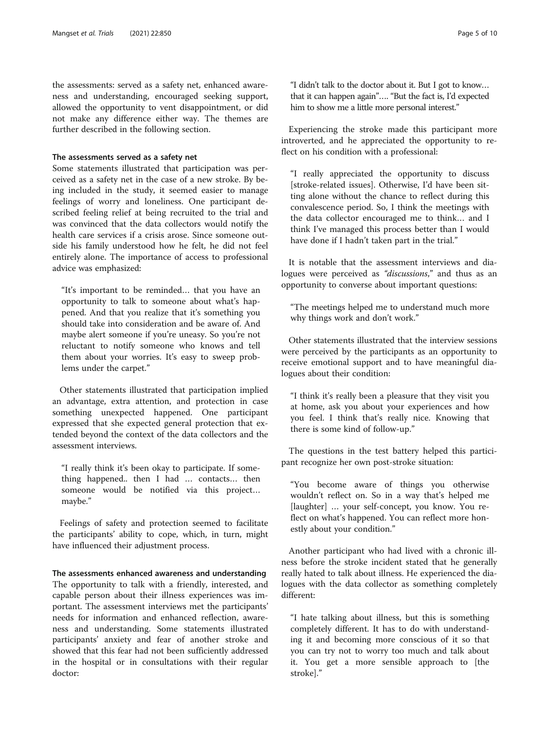the assessments: served as a safety net, enhanced awareness and understanding, encouraged seeking support, allowed the opportunity to vent disappointment, or did not make any difference either way. The themes are further described in the following section.

### The assessments served as a safety net

Some statements illustrated that participation was perceived as a safety net in the case of a new stroke. By being included in the study, it seemed easier to manage feelings of worry and loneliness. One participant described feeling relief at being recruited to the trial and was convinced that the data collectors would notify the health care services if a crisis arose. Since someone outside his family understood how he felt, he did not feel entirely alone. The importance of access to professional advice was emphasized:

> "It's important to be reminded… that you have an opportunity to talk to someone about what's happened. And that you realize that it's something you should take into consideration and be aware of. And maybe alert someone if you're uneasy. So you're not reluctant to notify someone who knows and tell them about your worries. It's easy to sweep problems under the carpet."

Other statements illustrated that participation implied an advantage, extra attention, and protection in case something unexpected happened. One participant expressed that she expected general protection that extended beyond the context of the data collectors and the assessment interviews.

> "I really think it's been okay to participate. If something happened.. then I had … contacts… then someone would be notified via this project… maybe."

Feelings of safety and protection seemed to facilitate the participants' ability to cope, which, in turn, might have influenced their adjustment process.

### The assessments enhanced awareness and understanding

The opportunity to talk with a friendly, interested, and capable person about their illness experiences was important. The assessment interviews met the participants' needs for information and enhanced reflection, awareness and understanding. Some statements illustrated participants' anxiety and fear of another stroke and showed that this fear had not been sufficiently addressed in the hospital or in consultations with their regular doctor:

> "I didn't talk to the doctor about it. But I got to know… that it can happen again"…. "But the fact is, I'd expected him to show me a little more personal interest."

Experiencing the stroke made this participant more introverted, and he appreciated the opportunity to reflect on his condition with a professional:

> "I really appreciated the opportunity to discuss [stroke-related issues]. Otherwise, I'd have been sitting alone without the chance to reflect during this convalescence period. So, I think the meetings with the data collector encouraged me to think… and I think I've managed this process better than I would have done if I hadn't taken part in the trial."

It is notable that the assessment interviews and dialogues were perceived as *"discussions,"* and thus as an opportunity to converse about important questions:

> "The meetings helped me to understand much more why things work and don't work."

Other statements illustrated that the interview sessions were perceived by the participants as an opportunity to receive emotional support and to have meaningful dialogues about their condition:

> "I think it's really been a pleasure that they visit you at home, ask you about your experiences and how you feel. I think that's really nice. Knowing that there is some kind of follow-up."

The questions in the test battery helped this participant recognize her own post-stroke situation:

> "You become aware of things you otherwise wouldn't reflect on. So in a way that's helped me [laughter] … your self-concept, you know. You reflect on what's happened. You can reflect more honestly about your condition."

Another participant who had lived with a chronic illness before the stroke incident stated that he generally really hated to talk about illness. He experienced the dialogues with the data collector as something completely different:

> "I hate talking about illness, but this is something completely different. It has to do with understanding it and becoming more conscious of it so that you can try not to worry too much and talk about it. You get a more sensible approach to [the stroke]."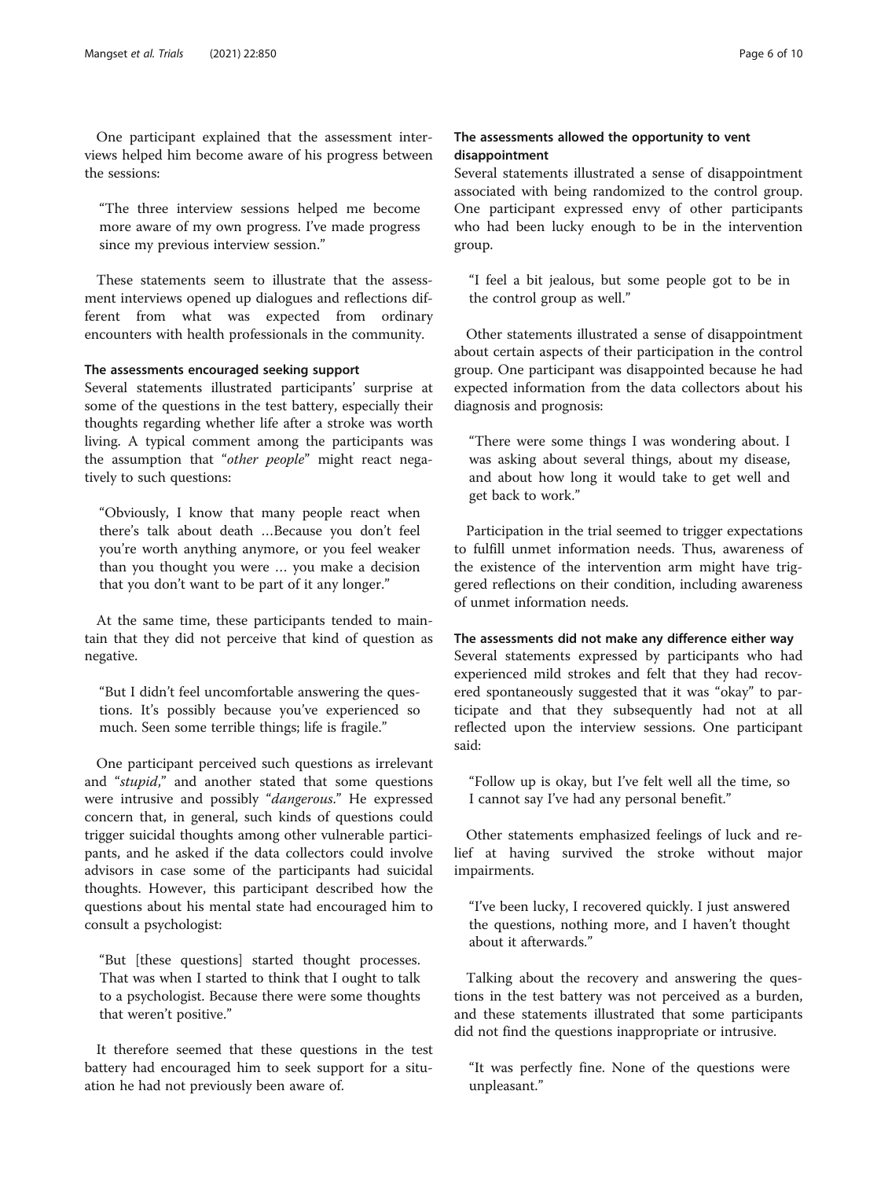One participant explained that the assessment interviews helped him become aware of his progress between the sessions:

> "The three interview sessions helped me become more aware of my own progress. I've made progress since my previous interview session."

These statements seem to illustrate that the assessment interviews opened up dialogues and reflections different from what was expected from ordinary encounters with health professionals in the community.

#### The assessments encouraged seeking support

Several statements illustrated participants' surprise at some of the questions in the test battery, especially their thoughts regarding whether life after a stroke was worth living. A typical comment among the participants was the assumption that "*other people*" might react negatively to such questions:

> "Obviously, I know that many people react when there's talk about death …Because you don't feel you're worth anything anymore, or you feel weaker than you thought you were … you make a decision that you don't want to be part of it any longer."

At the same time, these participants tended to maintain that they did not perceive that kind of question as negative.

> "But I didn't feel uncomfortable answering the questions. It's possibly because you've experienced so much. Seen some terrible things; life is fragile."

One participant perceived such questions as irrelevant and "*stupid*," and another stated that some questions were intrusive and possibly "*dangerous*." He expressed concern that, in general, such kinds of questions could trigger suicidal thoughts among other vulnerable participants, and he asked if the data collectors could involve advisors in case some of the participants had suicidal thoughts. However, this participant described how the questions about his mental state had encouraged him to consult a psychologist:

> "But [these questions] started thought processes. That was when I started to think that I ought to talk to a psychologist. Because there were some thoughts that weren't positive."

It therefore seemed that these questions in the test battery had encouraged him to seek support for a situation he had not previously been aware of.

#### The assessments allowed the opportunity to vent disappointment

Several statements illustrated a sense of disappointment associated with being randomized to the control group. One participant expressed envy of other participants who had been lucky enough to be in the intervention group.

> "I feel a bit jealous, but some people got to be in the control group as well."

Other statements illustrated a sense of disappointment about certain aspects of their participation in the control group. One participant was disappointed because he had expected information from the data collectors about his diagnosis and prognosis:

> "There were some things I was wondering about. I was asking about several things, about my disease, and about how long it would take to get well and get back to work."

Participation in the trial seemed to trigger expectations to fulfill unmet information needs. Thus, awareness of the existence of the intervention arm might have triggered reflections on their condition, including awareness of unmet information needs.

#### The assessments did not make any difference either way

Several statements expressed by participants who had experienced mild strokes and felt that they had recovered spontaneously suggested that it was "okay" to participate and that they subsequently had not at all reflected upon the interview sessions. One participant said:

> "Follow up is okay, but I've felt well all the time, so I cannot say I've had any personal benefit."

Other statements emphasized feelings of luck and relief at having survived the stroke without major impairments.

> "I've been lucky, I recovered quickly. I just answered the questions, nothing more, and I haven't thought about it afterwards."

Talking about the recovery and answering the questions in the test battery was not perceived as a burden, and these statements illustrated that some participants did not find the questions inappropriate or intrusive.

> "It was perfectly fine. None of the questions were unpleasant."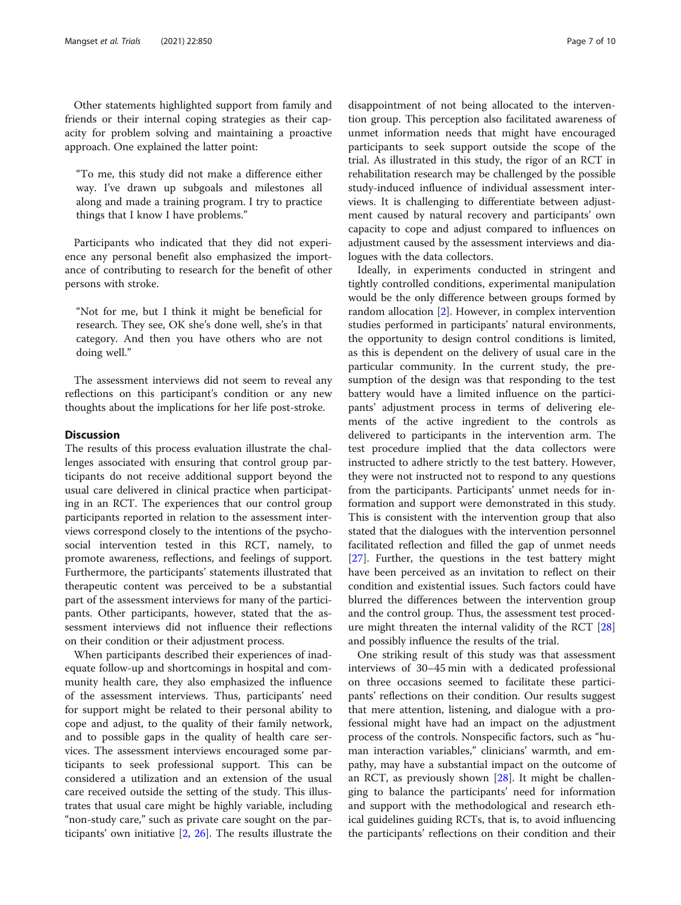Other statements highlighted support from family and friends or their internal coping strategies as their capacity for problem solving and maintaining a proactive approach. One explained the latter point:

> "To me, this study did not make a difference either way. I've drawn up subgoals and milestones all along and made a training program. I try to practice things that I know I have problems."

Participants who indicated that they did not experience any personal benefit also emphasized the importance of contributing to research for the benefit of other persons with stroke.

> "Not for me, but I think it might be beneficial for research. They see, OK she's done well, she's in that category. And then you have others who are not doing well."

The assessment interviews did not seem to reveal any reflections on this participant's condition or any new thoughts about the implications for her life post-stroke.

## Discussion

The results of this process evaluation illustrate the challenges associated with ensuring that control group participants do not receive additional support beyond the usual care delivered in clinical practice when participating in an RCT. The experiences that our control group participants reported in relation to the assessment interviews correspond closely to the intentions of the psychosocial intervention tested in this RCT, namely, to promote awareness, reflections, and feelings of support. Furthermore, the participants' statements illustrated that therapeutic content was perceived to be a substantial part of the assessment interviews for many of the participants. Other participants, however, stated that the assessment interviews did not influence their reflections on their condition or their adjustment process.

When participants described their experiences of inadequate follow-up and shortcomings in hospital and community health care, they also emphasized the influence of the assessment interviews. Thus, participants' need for support might be related to their personal ability to cope and adjust, to the quality of their family network, and to possible gaps in the quality of health care services. The assessment interviews encouraged some participants to seek professional support. This can be considered a utilization and an extension of the usual care received outside the setting of the study. This illustrates that usual care might be highly variable, including "non-study care," such as private care sought on the participants' own initiative [2, 26]. The results illustrate the disappointment of not being allocated to the intervention group. This perception also facilitated awareness of unmet information needs that might have encouraged participants to seek support outside the scope of the trial. As illustrated in this study, the rigor of an RCT in rehabilitation research may be challenged by the possible study-induced influence of individual assessment interviews. It is challenging to differentiate between adjustment caused by natural recovery and participants' own capacity to cope and adjust compared to influences on adjustment caused by the assessment interviews and dialogues with the data collectors.

Ideally, in experiments conducted in stringent and tightly controlled conditions, experimental manipulation would be the only difference between groups formed by random allocation [2]. However, in complex intervention studies performed in participants' natural environments, the opportunity to design control conditions is limited, as this is dependent on the delivery of usual care in the particular community. In the current study, the presumption of the design was that responding to the test battery would have a limited influence on the participants' adjustment process in terms of delivering elements of the active ingredient to the controls as delivered to participants in the intervention arm. The test procedure implied that the data collectors were instructed to adhere strictly to the test battery. However, they were not instructed not to respond to any questions from the participants. Participants' unmet needs for information and support were demonstrated in this study. This is consistent with the intervention group that also stated that the dialogues with the intervention personnel facilitated reflection and filled the gap of unmet needs [27]. Further, the questions in the test battery might have been perceived as an invitation to reflect on their condition and existential issues. Such factors could have blurred the differences between the intervention group and the control group. Thus, the assessment test procedure might threaten the internal validity of the RCT [28] and possibly influence the results of the trial.

One striking result of this study was that assessment interviews of 30–45 min with a dedicated professional on three occasions seemed to facilitate these participants' reflections on their condition. Our results suggest that mere attention, listening, and dialogue with a professional might have had an impact on the adjustment process of the controls. Nonspecific factors, such as "human interaction variables," clinicians' warmth, and empathy, may have a substantial impact on the outcome of an RCT, as previously shown [28]. It might be challenging to balance the participants' need for information and support with the methodological and research ethical guidelines guiding RCTs, that is, to avoid influencing the participants' reflections on their condition and their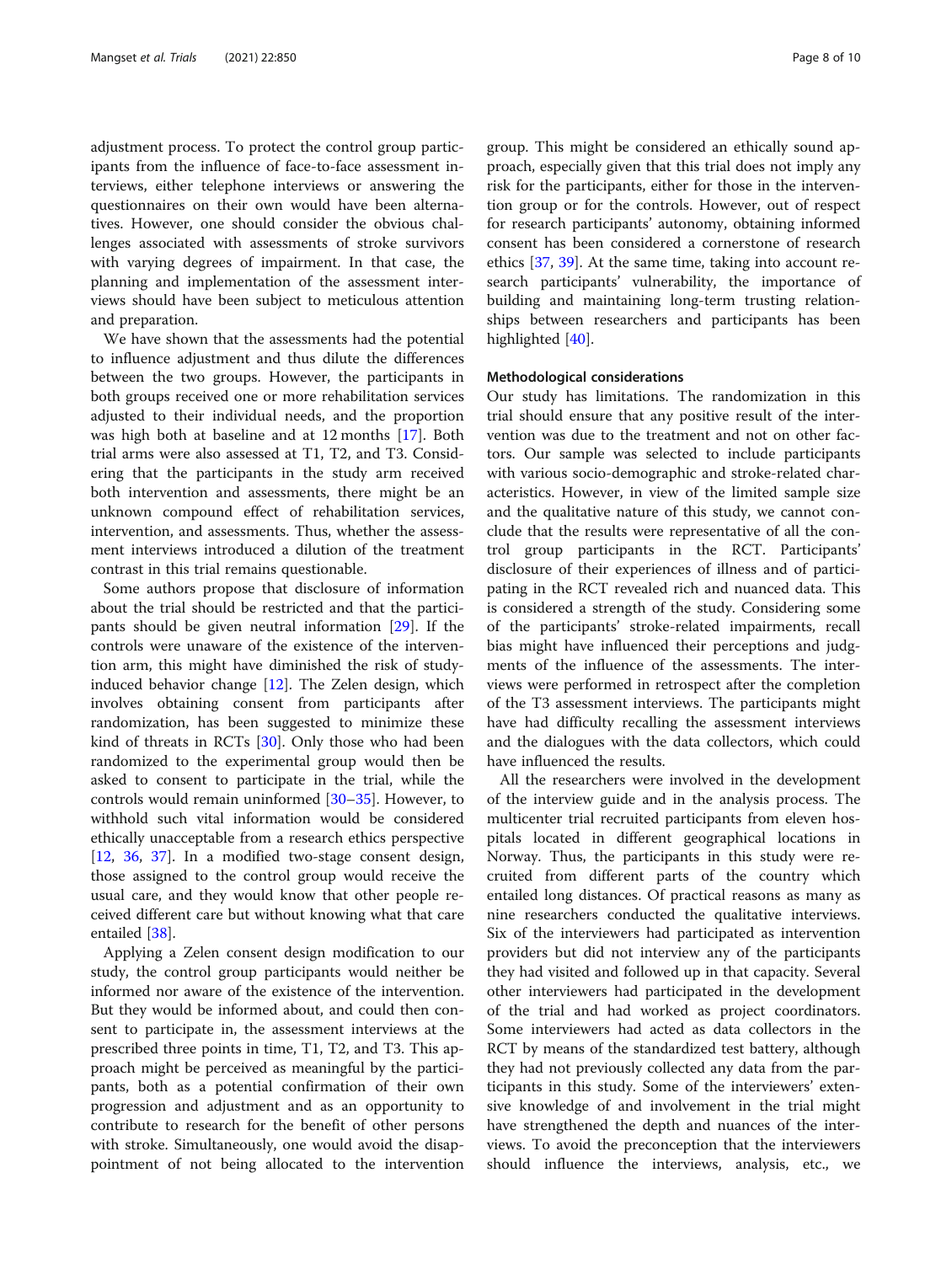adjustment process. To protect the control group participants from the influence of face-to-face assessment interviews, either telephone interviews or answering the questionnaires on their own would have been alternatives. However, one should consider the obvious challenges associated with assessments of stroke survivors with varying degrees of impairment. In that case, the planning and implementation of the assessment interviews should have been subject to meticulous attention and preparation.

We have shown that the assessments had the potential to influence adjustment and thus dilute the differences between the two groups. However, the participants in both groups received one or more rehabilitation services adjusted to their individual needs, and the proportion was high both at baseline and at 12 months [17]. Both trial arms were also assessed at T1, T2, and T3. Considering that the participants in the study arm received both intervention and assessments, there might be an unknown compound effect of rehabilitation services, intervention, and assessments. Thus, whether the assessment interviews introduced a dilution of the treatment contrast in this trial remains questionable.

Some authors propose that disclosure of information about the trial should be restricted and that the participants should be given neutral information [29]. If the controls were unaware of the existence of the intervention arm, this might have diminished the risk of study-induced behavior change [12]. The Zelen design, which involves obtaining consent from participants after randomization, has been suggested to minimize these kind of threats in RCTs [30]. Only those who had been randomized to the experimental group would then be asked to consent to participate in the trial, while the controls would remain uninformed [30–35]. However, to withhold such vital information would be considered ethically unacceptable from a research ethics perspective [12, 36, 37]. In a modified two-stage consent design, those assigned to the control group would receive the usual care, and they would know that other people received different care but without knowing what that care entailed [38].

Applying a Zelen consent design modification to our study, the control group participants would neither be informed nor aware of the existence of the intervention. But they would be informed about, and could then consent to participate in, the assessment interviews at the prescribed three points in time, T1, T2, and T3. This approach might be perceived as meaningful by the participants, both as a potential confirmation of their own progression and adjustment and as an opportunity to contribute to research for the benefit of other persons with stroke. Simultaneously, one would avoid the disappointment of not being allocated to the intervention group. This might be considered an ethically sound approach, especially given that this trial does not imply any risk for the participants, either for those in the intervention group or for the controls. However, out of respect for research participants' autonomy, obtaining informed consent has been considered a cornerstone of research ethics [37, 39]. At the same time, taking into account research participants' vulnerability, the importance of building and maintaining long-term trusting relationships between researchers and participants has been highlighted [40].

### Methodological considerations

Our study has limitations. The randomization in this trial should ensure that any positive result of the intervention was due to the treatment and not on other factors. Our sample was selected to include participants with various socio-demographic and stroke-related characteristics. However, in view of the limited sample size and the qualitative nature of this study, we cannot conclude that the results were representative of all the control group participants in the RCT. Participants' disclosure of their experiences of illness and of participating in the RCT revealed rich and nuanced data. This is considered a strength of the study. Considering some of the participants' stroke-related impairments, recall bias might have influenced their perceptions and judgments of the influence of the assessments. The interviews were performed in retrospect after the completion of the T3 assessment interviews. The participants might have had difficulty recalling the assessment interviews and the dialogues with the data collectors, which could have influenced the results.

All the researchers were involved in the development of the interview guide and in the analysis process. The multicenter trial recruited participants from eleven hospitals located in different geographical locations in Norway. Thus, the participants in this study were recruited from different parts of the country which entailed long distances. Of practical reasons as many as nine researchers conducted the qualitative interviews. Six of the interviewers had participated as intervention providers but did not interview any of the participants they had visited and followed up in that capacity. Several other interviewers had participated in the development of the trial and had worked as project coordinators. Some interviewers had acted as data collectors in the RCT by means of the standardized test battery, although they had not previously collected any data from the participants in this study. Some of the interviewers' extensive knowledge of and involvement in the trial might have strengthened the depth and nuances of the interviews. To avoid the preconception that the interviewers should influence the interviews, analysis, etc., we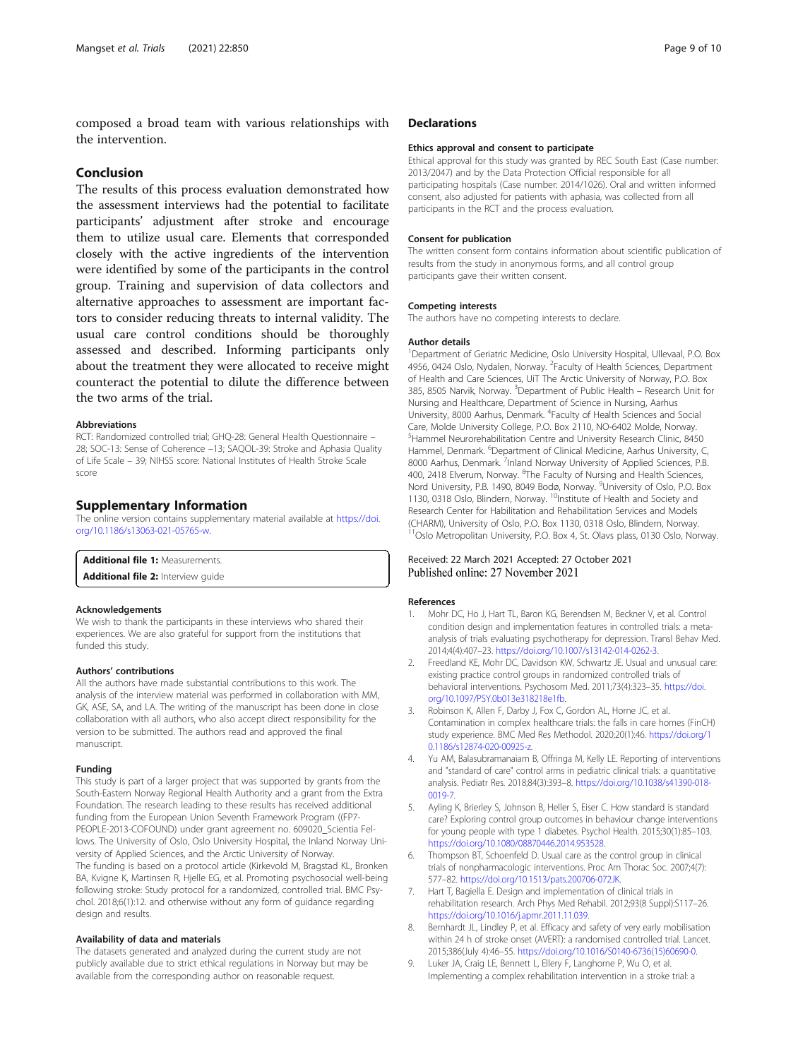composed a broad team with various relationships with the intervention.

## Conclusion

The results of this process evaluation demonstrated how the assessment interviews had the potential to facilitate participants' adjustment after stroke and encourage them to utilize usual care. Elements that corresponded closely with the active ingredients of the intervention were identified by some of the participants in the control group. Training and supervision of data collectors and alternative approaches to assessment are important factors to consider reducing threats to internal validity. The usual care control conditions should be thoroughly assessed and described. Informing participants only about the treatment they were allocated to receive might counteract the potential to dilute the difference between the two arms of the trial.

### Abbreviations

RCT: Randomized controlled trial; GHQ-28: General Health Questionnaire – 28; SOC-13: Sense of Coherence –13; SAQOL-39: Stroke and Aphasia Quality of Life Scale – 39; NIHSS score: National Institutes of Health Stroke Scale score

## Supplementary Information

The online version contains supplementary material available at https://doi.org/10.1186/s13063-021-05765-w.

**Additional file 1:** Measurements.
**Additional file 2:** Interview guide

### Acknowledgements

We wish to thank the participants in these interviews who shared their experiences. We are also grateful for support from the institutions that funded this study.

### Authors' contributions

All the authors have made substantial contributions to this work. The analysis of the interview material was performed in collaboration with MM, GK, ASE, SA, and LA. The writing of the manuscript has been done in close collaboration with all authors, who also accept direct responsibility for the version to be submitted. The authors read and approved the final manuscript.

### Funding

This study is part of a larger project that was supported by grants from the South-Eastern Norway Regional Health Authority and a grant from the Extra Foundation. The research leading to these results has received additional funding from the European Union Seventh Framework Program ((FP7-PEOPLE-2013-COFOUND) under grant agreement no. 609020_Scientia Fellows. The University of Oslo, Oslo University Hospital, the Inland Norway University of Applied Sciences, and the Arctic University of Norway.
The funding is based on a protocol article (Kirkevold M, Bragstad KL, Bronken BA, Kvigne K, Martinsen R, Hjelle EG, et al. Promoting psychosocial well-being following stroke: Study protocol for a randomized, controlled trial. BMC Psychol. 2018;6(1):12. and otherwise without any form of guidance regarding design and results.

### Availability of data and materials

The datasets generated and analyzed during the current study are not publicly available due to strict ethical regulations in Norway but may be available from the corresponding author on reasonable request.

## Declarations

### Ethics approval and consent to participate

Ethical approval for this study was granted by REC South East (Case number: 2013/2047) and by the Data Protection Official responsible for all participating hospitals (Case number: 2014/1026). Oral and written informed consent, also adjusted for patients with aphasia, was collected from all participants in the RCT and the process evaluation.

### Consent for publication

The written consent form contains information about scientific publication of results from the study in anonymous forms, and all control group participants gave their written consent.

### Competing interests

The authors have no competing interests to declare.

### Author details

[1]Department of Geriatric Medicine, Oslo University Hospital, Ullevaal, P.O. Box 4956, 0424 Oslo, Nydalen, Norway. [2]Faculty of Health Sciences, Department of Health and Care Sciences, UiT The Arctic University of Norway, P.O. Box 385, 8505 Narvik, Norway. [3]Department of Public Health – Research Unit for Nursing and Healthcare, Department of Science in Nursing, Aarhus University, 8000 Aarhus, Denmark. [4]Faculty of Health Sciences and Social Care, Molde University College, P.O. Box 2110, NO-6402 Molde, Norway. [5]Hammel Neurorehabilitation Centre and University Research Clinic, 8450 Hammel, Denmark. [6]Department of Clinical Medicine, Aarhus University, C, 8000 Aarhus, Denmark. [7]Inland Norway University of Applied Sciences, P.B. 400, 2418 Elverum, Norway. [8]The Faculty of Nursing and Health Sciences, Nord University, P.B. 1490, 8049 Bodø, Norway. [9]University of Oslo, P.O. Box 1130, 0318 Oslo, Blindern, Norway. [10]Institute of Health and Society and Research Center for Habilitation and Rehabilitation Services and Models (CHARM), University of Oslo, P.O. Box 1130, 0318 Oslo, Blindern, Norway. [11]Oslo Metropolitan University, P.O. Box 4, St. Olavs plass, 0130 Oslo, Norway.

Received: 22 March 2021 Accepted: 27 October 2021
Published online: 27 November 2021

### References

1. Mohr DC, Ho J, Hart TL, Baron KG, Berendsen M, Beckner V, et al. Control condition design and implementation features in controlled trials: a meta-analysis of trials evaluating psychotherapy for depression. Transl Behav Med. 2014;4(4):407–23. https://doi.org/10.1007/s13142-014-0262-3.
2. Freedland KE, Mohr DC, Davidson KW, Schwartz JE. Usual and unusual care: existing practice control groups in randomized controlled trials of behavioral interventions. Psychosom Med. 2011;73(4):323–35. https://doi.org/10.1097/PSY.0b013e318218e1fb.
3. Robinson K, Allen F, Darby J, Fox C, Gordon AL, Horne JC, et al. Contamination in complex healthcare trials: the falls in care homes (FinCH) study experience. BMC Med Res Methodol. 2020;20(1):46. https://doi.org/10.1186/s12874-020-00925-z.
4. Yu AM, Balasubramanaiam B, Offringa M, Kelly LE. Reporting of interventions and "standard of care" control arms in pediatric clinical trials: a quantitative analysis. Pediatr Res. 2018;84(3):393–8. https://doi.org/10.1038/s41390-018-0019-7.
5. Ayling K, Brierley S, Johnson B, Heller S, Eiser C. How standard is standard care? Exploring control group outcomes in behaviour change interventions for young people with type 1 diabetes. Psychol Health. 2015;30(1):85–103. https://doi.org/10.1080/08870446.2014.953528.
6. Thompson BT, Schoenfeld D. Usual care as the control group in clinical trials of nonpharmacologic interventions. Proc Am Thorac Soc. 2007;4(7):577–82. https://doi.org/10.1513/pats.200706-072JK.
7. Hart T, Bagiella E. Design and implementation of clinical trials in rehabilitation research. Arch Phys Med Rehabil. 2012;93(8 Suppl):S117–26. https://doi.org/10.1016/j.apmr.2011.11.039.
8. Bernhardt JL, Lindley P, et al. Efficacy and safety of very early mobilisation within 24 h of stroke onset (AVERT): a randomised controlled trial. Lancet. 2015;386(July 4):46–55. https://doi.org/10.1016/S0140-6736(15)60690-0.
9. Luker JA, Craig LE, Bennett L, Ellery F, Langhorne P, Wu O, et al. Implementing a complex rehabilitation intervention in a stroke trial: a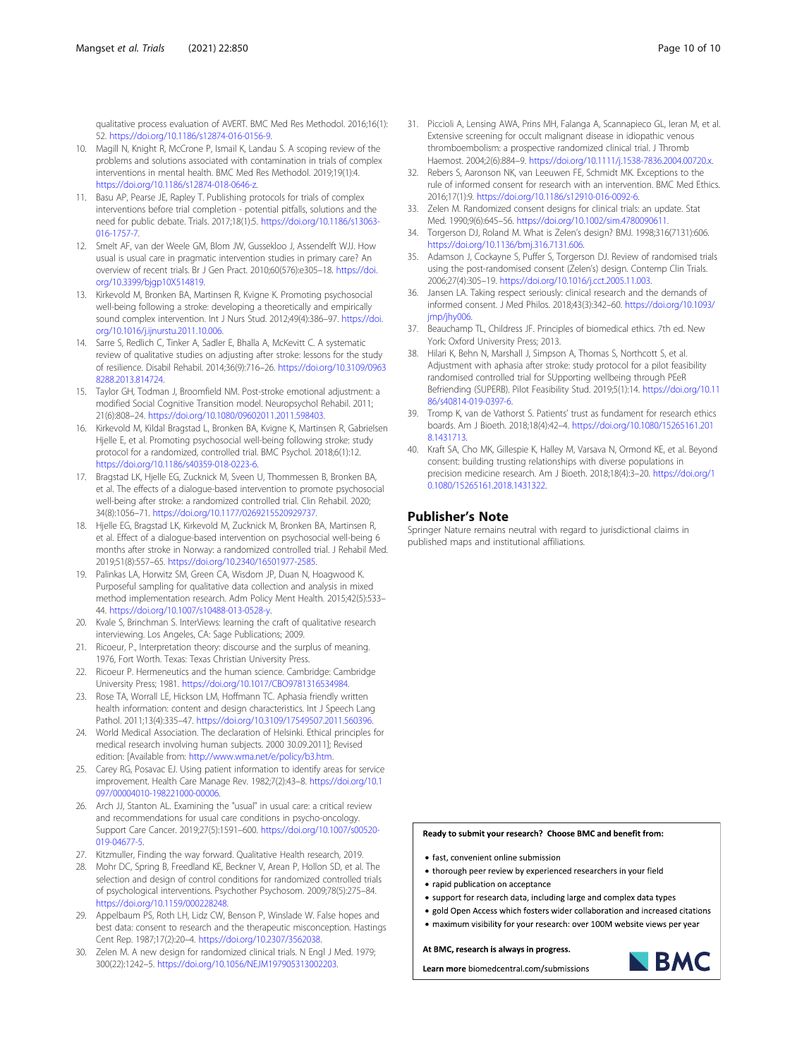qualitative process evaluation of AVERT. BMC Med Res Methodol. 2016;16(1): 52. https://doi.org/10.1186/s12874-016-0156-9.

10. Magill N, Knight R, McCrone P, Ismail K, Landau S. A scoping review of the problems and solutions associated with contamination in trials of complex interventions in mental health. BMC Med Res Methodol. 2019;19(1):4. https://doi.org/10.1186/s12874-018-0646-z.
11. Basu AP, Pearse JE, Rapley T. Publishing protocols for trials of complex interventions before trial completion - potential pitfalls, solutions and the need for public debate. Trials. 2017;18(1):5. https://doi.org/10.1186/s13063-016-1757-7.
12. Smelt AF, van der Weele GM, Blom JW, Gussekloo J, Assendelft WJJ. How usual is usual care in pragmatic intervention studies in primary care? An overview of recent trials. Br J Gen Pract. 2010;60(576):e305–18. https://doi.org/10.3399/bjgp10X514819.
13. Kirkevold M, Bronken BA, Martinsen R, Kvigne K. Promoting psychosocial well-being following a stroke: developing a theoretically and empirically sound complex intervention. Int J Nurs Stud. 2012;49(4):386–97. https://doi.org/10.1016/j.ijnurstu.2011.10.006.
14. Sarre S, Redlich C, Tinker A, Sadler E, Bhalla A, McKevitt C. A systematic review of qualitative studies on adjusting after stroke: lessons for the study of resilience. Disabil Rehabil. 2014;36(9):716–26. https://doi.org/10.3109/09638288.2013.814724.
15. Taylor GH, Todman J, Broomfield NM. Post-stroke emotional adjustment: a modified Social Cognitive Transition model. Neuropsychol Rehabil. 2011; 21(6):808–24. https://doi.org/10.1080/09602011.2011.598403.
16. Kirkevold M, Kildal Bragstad L, Bronken BA, Kvigne K, Martinsen R, Gabrielsen Hjelle E, et al. Promoting psychosocial well-being following stroke: study protocol for a randomized, controlled trial. BMC Psychol. 2018;6(1):12. https://doi.org/10.1186/s40359-018-0223-6.
17. Bragstad LK, Hjelle EG, Zucknick M, Sveen U, Thommessen B, Bronken BA, et al. The effects of a dialogue-based intervention to promote psychosocial well-being after stroke: a randomized controlled trial. Clin Rehabil. 2020; 34(8):1056–71. https://doi.org/10.1177/0269215520929737.
18. Hjelle EG, Bragstad LK, Kirkevold M, Zucknick M, Bronken BA, Martinsen R, et al. Effect of a dialogue-based intervention on psychosocial well-being 6 months after stroke in Norway: a randomized controlled trial. J Rehabil Med. 2019;51(8):557–65. https://doi.org/10.2340/16501977-2585.
19. Palinkas LA, Horwitz SM, Green CA, Wisdom JP, Duan N, Hoagwood K. Purposeful sampling for qualitative data collection and analysis in mixed method implementation research. Adm Policy Ment Health. 2015;42(5):533–44. https://doi.org/10.1007/s10488-013-0528-y.
20. Kvale S, Brinchman S. InterViews: learning the craft of qualitative research interviewing. Los Angeles, CA: Sage Publications; 2009.
21. Ricoeur, P., Interpretation theory: discourse and the surplus of meaning. 1976, Fort Worth. Texas: Texas Christian University Press.
22. Ricoeur P. Hermeneutics and the human science. Cambridge: Cambridge University Press; 1981. https://doi.org/10.1017/CBO9781316534984.
23. Rose TA, Worrall LE, Hickson LM, Hoffmann TC. Aphasia friendly written health information: content and design characteristics. Int J Speech Lang Pathol. 2011;13(4):335–47. https://doi.org/10.3109/17549507.2011.560396.
24. World Medical Association. The declaration of Helsinki. Ethical principles for medical research involving human subjects. 2000 30.09.2011]; Revised edition: [Available from: http://www.wma.net/e/policy/b3.htm.
25. Carey RG, Posavac EJ. Using patient information to identify areas for service improvement. Health Care Manage Rev. 1982;7(2):43–8. https://doi.org/10.1097/00004010-198221000-00006.
26. Arch JJ, Stanton AL. Examining the "usual" in usual care: a critical review and recommendations for usual care conditions in psycho-oncology. Support Care Cancer. 2019;27(5):1591–600. https://doi.org/10.1007/s00520-019-04677-5.
27. Kitzmuller, Finding the way forward. Qualitative Health research, 2019.
28. Mohr DC, Spring B, Freedland KE, Beckner V, Arean P, Hollon SD, et al. The selection and design of control conditions for randomized controlled trials of psychological interventions. Psychother Psychosom. 2009;78(5):275–84. https://doi.org/10.1159/000228248.
29. Appelbaum PS, Roth LH, Lidz CW, Benson P, Winslade W. False hopes and best data: consent to research and the therapeutic misconception. Hastings Cent Rep. 1987;17(2):20–4. https://doi.org/10.2307/3562038.
30. Zelen M. A new design for randomized clinical trials. N Engl J Med. 1979; 300(22):1242–5. https://doi.org/10.1056/NEJM197905313002203.
31. Piccioli A, Lensing AWA, Prins MH, Falanga A, Scannapieco GL, Ieran M, et al. Extensive screening for occult malignant disease in idiopathic venous thromboembolism: a prospective randomized clinical trial. J Thromb Haemost. 2004;2(6):884–9. https://doi.org/10.1111/j.1538-7836.2004.00720.x.
32. Rebers S, Aaronson NK, van Leeuwen FE, Schmidt MK. Exceptions to the rule of informed consent for research with an intervention. BMC Med Ethics. 2016;17(1):9. https://doi.org/10.1186/s12910-016-0092-6.
33. Zelen M. Randomized consent designs for clinical trials: an update. Stat Med. 1990;9(6):645–56. https://doi.org/10.1002/sim.4780090611.
34. Torgerson DJ, Roland M. What is Zelen's design? BMJ. 1998;316(7131):606. https://doi.org/10.1136/bmj.316.7131.606.
35. Adamson J, Cockayne S, Puffer S, Torgerson DJ. Review of randomised trials using the post-randomised consent (Zelen's) design. Contemp Clin Trials. 2006;27(4):305–19. https://doi.org/10.1016/j.cct.2005.11.003.
36. Jansen LA. Taking respect seriously: clinical research and the demands of informed consent. J Med Philos. 2018;43(3):342–60. https://doi.org/10.1093/jmp/jhy006.
37. Beauchamp TL, Childress JF. Principles of biomedical ethics. 7th ed. New York: Oxford University Press; 2013.
38. Hilari K, Behn N, Marshall J, Simpson A, Thomas S, Northcott S, et al. Adjustment with aphasia after stroke: study protocol for a pilot feasibility randomised controlled trial for SUpporting wellbeing through PEeR Befriending (SUPERB). Pilot Feasibility Stud. 2019;5(1):14. https://doi.org/10.1186/s40814-019-0397-6.
39. Tromp K, van de Vathorst S. Patients' trust as fundament for research ethics boards. Am J Bioeth. 2018;18(4):42–4. https://doi.org/10.1080/15265161.2018.1431713.
40. Kraft SA, Cho MK, Gillespie K, Halley M, Varsava N, Ormond KE, et al. Beyond consent: building trusting relationships with diverse populations in precision medicine research. Am J Bioeth. 2018;18(4):3–20. https://doi.org/10.1080/15265161.2018.1431322.

## Publisher's Note

Springer Nature remains neutral with regard to jurisdictional claims in published maps and institutional affiliations.

**Ready to submit your research? Choose BMC and benefit from:**

- fast, convenient online submission
- thorough peer review by experienced researchers in your field
- rapid publication on acceptance
- support for research data, including large and complex data types
- gold Open Access which fosters wider collaboration and increased citations
- maximum visibility for your research: over 100M website views per year

**At BMC, research is always in progress.**

**Learn more** biomedcentral.com/submissions

BMC